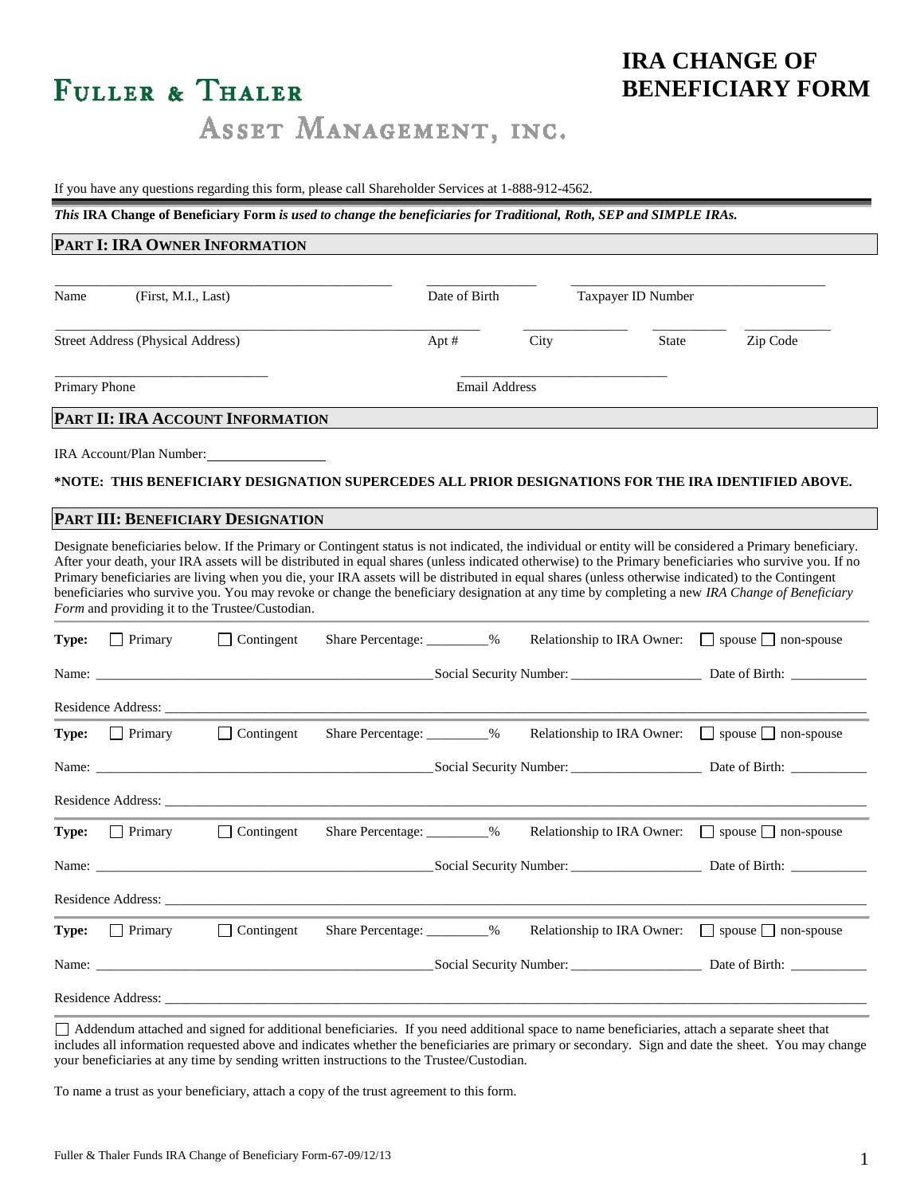# IRA CHANGE OF BENEFICIARY FORM

**FULLER & THALER**
ASSET MANAGEMENT, INC.

If you have any questions regarding this form, please call Shareholder Services at 1-888-912-4562.

***This* IRA Change of Beneficiary Form *is used to change the beneficiaries for Traditional, Roth, SEP and SIMPLE IRAs.***

## PART I: IRA OWNER INFORMATION

Name (First, M.I., Last) ______________________ Date of Birth ____________ Taxpayer ID Number ______________________

Street Address (Physical Address) ______________________ Apt # ______ City ____________ State ________ Zip Code ________

Primary Phone ______________________ Email Address ______________________

## PART II: IRA ACCOUNT INFORMATION

IRA Account/Plan Number: ______________

**\*NOTE: THIS BENEFICIARY DESIGNATION SUPERCEDES ALL PRIOR DESIGNATIONS FOR THE IRA IDENTIFIED ABOVE.**

## PART III: BENEFICIARY DESIGNATION

Designate beneficiaries below. If the Primary or Contingent status is not indicated, the individual or entity will be considered a Primary beneficiary. After your death, your IRA assets will be distributed in equal shares (unless indicated otherwise) to the Primary beneficiaries who survive you. If no Primary beneficiaries are living when you die, your IRA assets will be distributed in equal shares (unless otherwise indicated) to the Contingent beneficiaries who survive you. You may revoke or change the beneficiary designation at any time by completing a new *IRA Change of Beneficiary Form* and providing it to the Trustee/Custodian.

**Type:** ☐ Primary ☐ Contingent Share Percentage: ________% Relationship to IRA Owner: ☐ spouse ☐ non-spouse

Name: ______________________ Social Security Number: ________________ Date of Birth: __________

Residence Address: ____________________________________________

**Type:** ☐ Primary ☐ Contingent Share Percentage: ________% Relationship to IRA Owner: ☐ spouse ☐ non-spouse

Name: ______________________ Social Security Number: ________________ Date of Birth: __________

Residence Address: ____________________________________________

**Type:** ☐ Primary ☐ Contingent Share Percentage: ________% Relationship to IRA Owner: ☐ spouse ☐ non-spouse

Name: ______________________ Social Security Number: ________________ Date of Birth: __________

Residence Address: ____________________________________________

**Type:** ☐ Primary ☐ Contingent Share Percentage: ________% Relationship to IRA Owner: ☐ spouse ☐ non-spouse

Name: ______________________ Social Security Number: ________________ Date of Birth: __________

Residence Address: ____________________________________________

☐ Addendum attached and signed for additional beneficiaries. If you need additional space to name beneficiaries, attach a separate sheet that includes all information requested above and indicates whether the beneficiaries are primary or secondary. Sign and date the sheet. You may change your beneficiaries at any time by sending written instructions to the Trustee/Custodian.

To name a trust as your beneficiary, attach a copy of the trust agreement to this form.

Fuller & Thaler Funds IRA Change of Beneficiary Form-67-09/12/13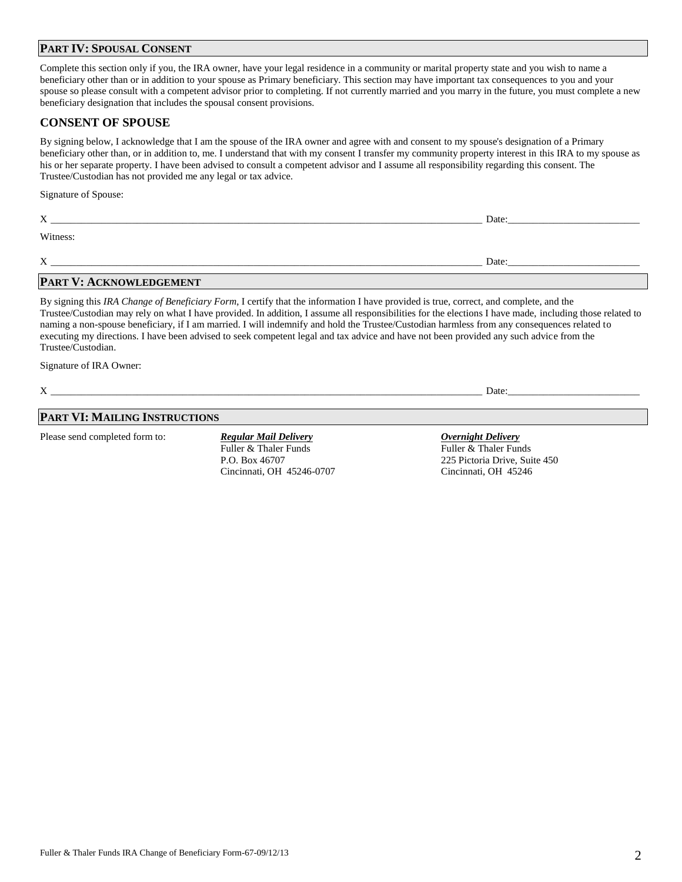## PART IV: SPOUSAL CONSENT

Complete this section only if you, the IRA owner, have your legal residence in a community or marital property state and you wish to name a beneficiary other than or in addition to your spouse as Primary beneficiary. This section may have important tax consequences to you and your spouse so please consult with a competent advisor prior to completing. If not currently married and you marry in the future, you must complete a new beneficiary designation that includes the spousal consent provisions.

### CONSENT OF SPOUSE

By signing below, I acknowledge that I am the spouse of the IRA owner and agree with and consent to my spouse's designation of a Primary beneficiary other than, or in addition to, me. I understand that with my consent I transfer my community property interest in this IRA to my spouse as his or her separate property. I have been advised to consult a competent advisor and I assume all responsibility regarding this consent. The Trustee/Custodian has not provided me any legal or tax advice.

Signature of Spouse:

X ______________________________________________ Date:______________________

Witness:

X ______________________________________________ Date:______________________

## PART V: ACKNOWLEDGEMENT

By signing this *IRA Change of Beneficiary Form*, I certify that the information I have provided is true, correct, and complete, and the Trustee/Custodian may rely on what I have provided. In addition, I assume all responsibilities for the elections I have made, including those related to naming a non-spouse beneficiary, if I am married. I will indemnify and hold the Trustee/Custodian harmless from any consequences related to executing my directions. I have been advised to seek competent legal and tax advice and have not been provided any such advice from the Trustee/Custodian.

Signature of IRA Owner:

X ______________________________________________ Date:______________________

## PART VI: MAILING INSTRUCTIONS

Please send completed form to:

***Regular Mail Delivery***
Fuller & Thaler Funds
P.O. Box 46707
Cincinnati, OH 45246-0707

***Overnight Delivery***
Fuller & Thaler Funds
225 Pictoria Drive, Suite 450
Cincinnati, OH 45246

Fuller & Thaler Funds IRA Change of Beneficiary Form-67-09/12/13